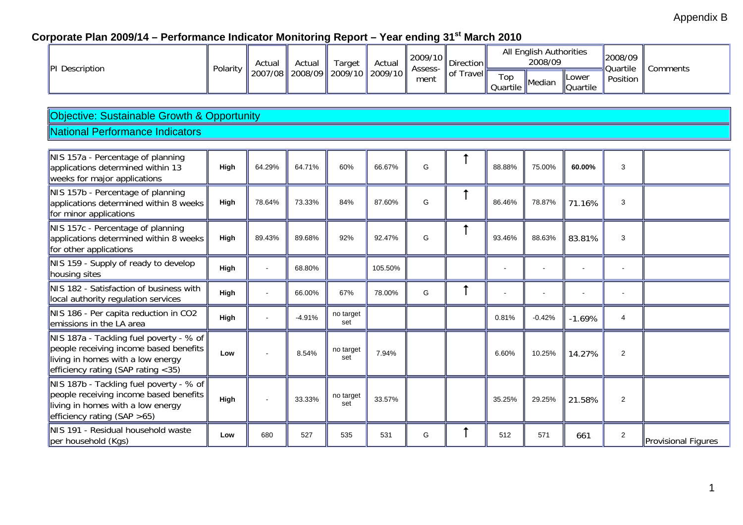Appendix B

# Corporate Plan 2009/14 – Performance Indicator Monitoring Report – Year ending 31st March 2010

| PI Description | Polarity | Actual 2007/08 | Actual 2008/09 | Target 2009/10 | Actual 2009/10 | 2009/10 Assess-ment | Direction of Travel | All English Authorities 2008/09 | | | 2008/09 Quartile Position | Comments |
|---|---|---|---|---|---|---|---|---|---|---|---|---|
| | | | | | | | | Top Quartile | Median | Lower Quartile | | |
| **Objective: Sustainable Growth & Opportunity** | | | | | | | | | | | | |
| **National Performance Indicators** | | | | | | | | | | | | |
| NIS 157a - Percentage of planning applications determined within 13 weeks for major applications | **High** | 64.29% | 64.71% | 60% | 66.67% | G | ↑ | 88.88% | 75.00% | **60.00%** | 3 | |
| NIS 157b - Percentage of planning applications determined within 8 weeks for minor applications | **High** | 78.64% | 73.33% | 84% | 87.60% | G | ↑ | 86.46% | 78.87% | 71.16% | 3 | |
| NIS 157c - Percentage of planning applications determined within 8 weeks for other applications | **High** | 89.43% | 89.68% | 92% | 92.47% | G | ↑ | 93.46% | 88.63% | 83.81% | 3 | |
| NIS 159 - Supply of ready to develop housing sites | **High** | - | 68.80% | | 105.50% | | | - | - | - | - | |
| NIS 182 - Satisfaction of business with local authority regulation services | **High** | - | 66.00% | 67% | 78.00% | G | ↑ | - | - | - | - | |
| NIS 186 - Per capita reduction in $CO_2$ emissions in the LA area | **High** | - | -4.91% | no target set | | | | 0.81% | -0.42% | -1.69% | 4 | |
| NIS 187a - Tackling fuel poverty - % of people receiving income based benefits living in homes with a low energy efficiency rating (SAP rating <35) | **Low** | - | 8.54% | no target set | 7.94% | | | 6.60% | 10.25% | 14.27% | 2 | |
| NIS 187b - Tackling fuel poverty - % of people receiving income based benefits living in homes with a low energy efficiency rating (SAP >65) | **High** | - | 33.33% | no target set | 33.57% | | | 35.25% | 29.25% | 21.58% | 2 | |
| NIS 191 - Residual household waste per household (Kgs) | **Low** | 680 | 527 | 535 | 531 | G | ↑ | 512 | 571 | 661 | 2 | Provisional Figures |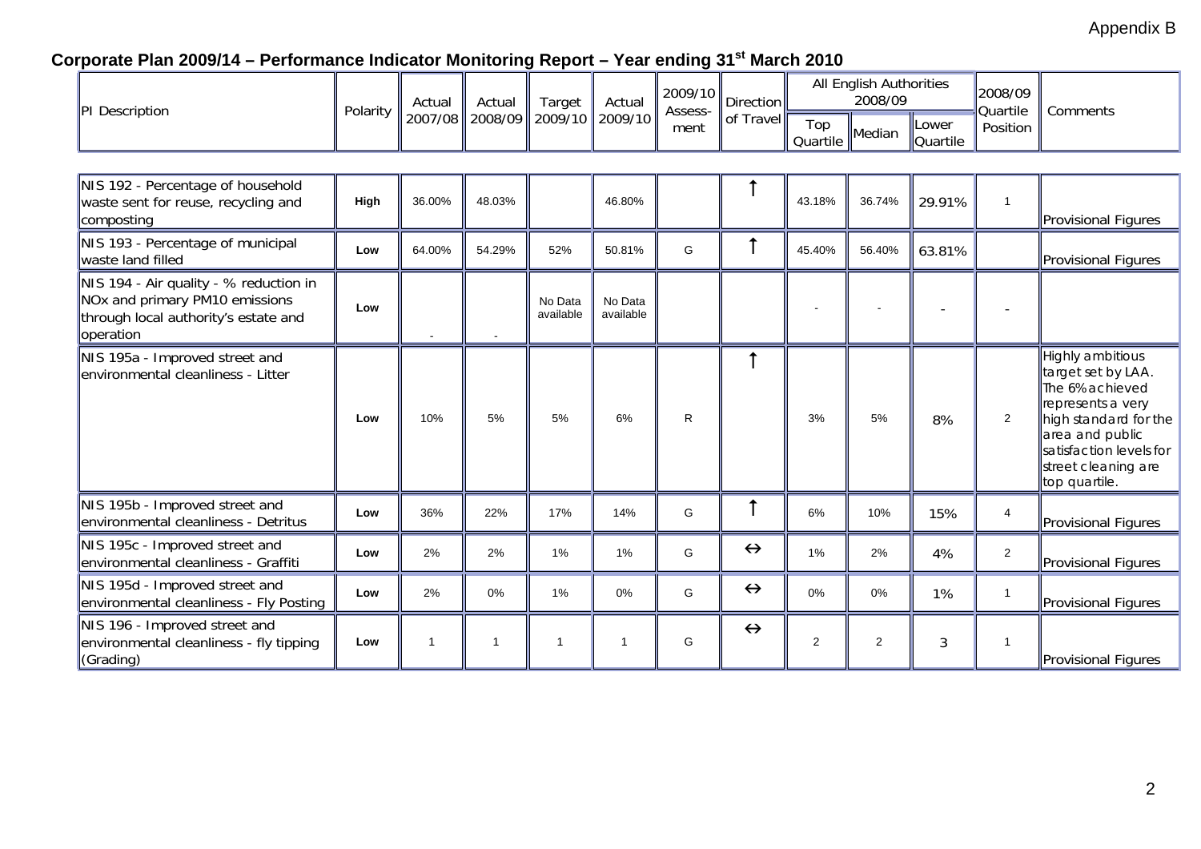Appendix B

## Corporate Plan 2009/14 – Performance Indicator Monitoring Report – Year ending 31st March 2010

| PI Description | Polarity | Actual 2007/08 | Actual 2008/09 | Target 2009/10 | Actual 2009/10 | 2009/10 Assess-ment | Direction of Travel | All English Authorities 2008/09 | | | 2008/09 Quartile Position | Comments |
|---|---|---|---|---|---|---|---|---|---|---|---|---|
| | | | | | | | | Top Quartile | Median | Lower Quartile | | |
| NIS 192 - Percentage of household waste sent for reuse, recycling and composting | High | 36.00% | 48.03% | | 46.80% | | ↑ | 43.18% | 36.74% | 29.91% | 1 | Provisional Figures |
| NIS 193 - Percentage of municipal waste land filled | Low | 64.00% | 54.29% | 52% | 50.81% | G | ↑ | 45.40% | 56.40% | 63.81% | | Provisional Figures |
| NIS 194 - Air quality - % reduction in NOx and primary PM10 emissions through local authority's estate and operation | Low | - | - | No Data available | No Data available | | | - | - | - | - | |
| NIS 195a - Improved street and environmental cleanliness - Litter | Low | 10% | 5% | 5% | 6% | R | ↑ | 3% | 5% | 8% | 2 | Highly ambitious target set by LAA. The 6% achieved represents a very high standard for the area and public satisfaction levels for street cleaning are top quartile. |
| NIS 195b - Improved street and environmental cleanliness - Detritus | Low | 36% | 22% | 17% | 14% | G | ↑ | 6% | 10% | 15% | 4 | Provisional Figures |
| NIS 195c - Improved street and environmental cleanliness - Graffiti | Low | 2% | 2% | 1% | 1% | G | ↔ | 1% | 2% | 4% | 2 | Provisional Figures |
| NIS 195d - Improved street and environmental cleanliness - Fly Posting | Low | 2% | 0% | 1% | 0% | G | ↔ | 0% | 0% | 1% | 1 | Provisional Figures |
| NIS 196 - Improved street and environmental cleanliness - fly tipping (Grading) | Low | 1 | 1 | 1 | 1 | G | ↔ | 2 | 2 | 3 | 1 | Provisional Figures |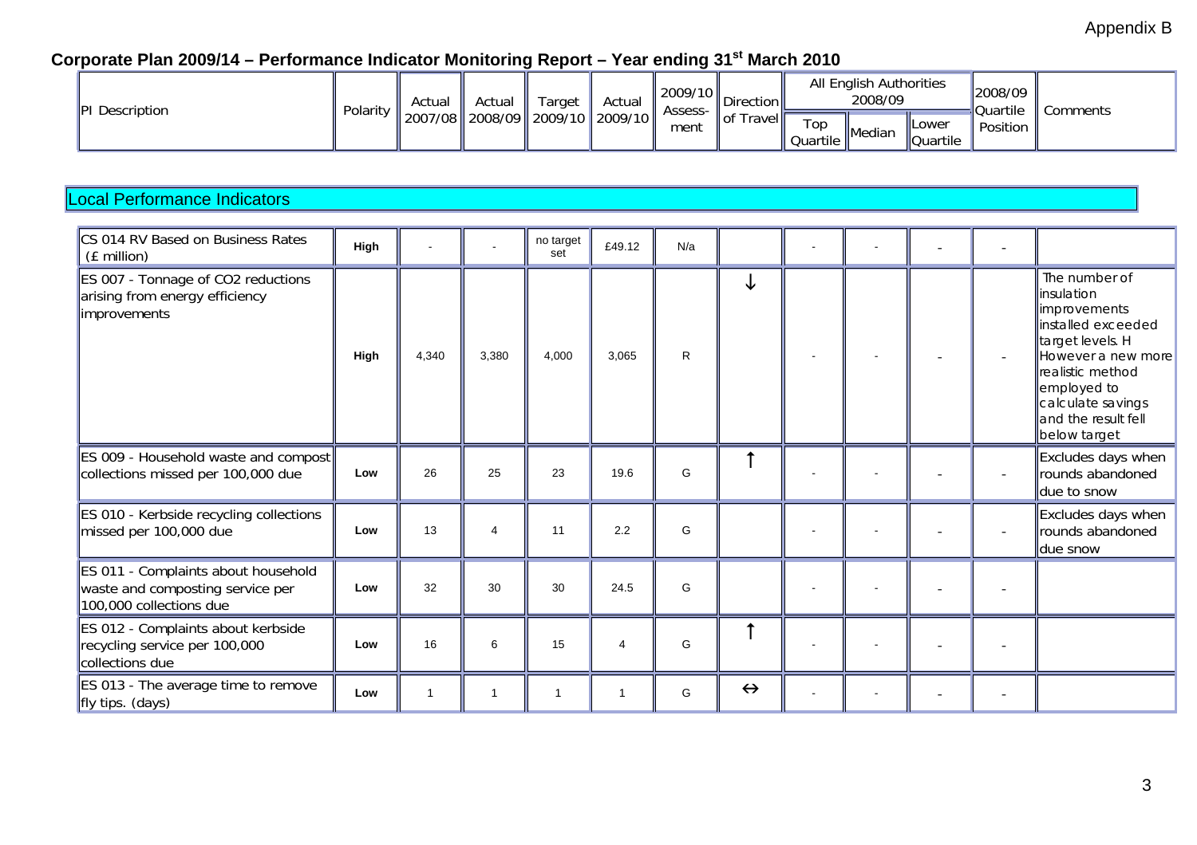Appendix B

# Corporate Plan 2009/14 – Performance Indicator Monitoring Report – Year ending 31st March 2010

| PI Description | Polarity | Actual 2007/08 | Actual 2008/09 | Target 2009/10 | Actual 2009/10 | 2009/10 Assess-ment | Direction of Travel | All English Authorities 2008/09 | | | 2008/09 Quartile Position | Comments |
|---|---|---|---|---|---|---|---|---|---|---|---|---|
| | | | | | | | | Top Quartile | Median | Lower Quartile | | |
| **Local Performance Indicators** | | | | | | | | | | | | |
| CS 014 RV Based on Business Rates (£ million) | **High** | - | - | no target set | £49.12 | N/a | | - | - | - | - | |
| ES 007 - Tonnage of $CO_2$ reductions arising from energy efficiency improvements | **High** | 4,340 | 3,380 | 4,000 | 3,065 | R | ↓ | - | - | - | - | The number of insulation improvements installed exceeded target levels. H However a new more realistic method employed to calculate savings and the result fell below target |
| ES 009 - Household waste and compost collections missed per 100,000 due | **Low** | 26 | 25 | 23 | 19.6 | G | ↑ | - | - | - | - | Excludes days when rounds abandoned due to snow |
| ES 010 - Kerbside recycling collections missed per 100,000 due | **Low** | 13 | 4 | 11 | 2.2 | G | | - | - | - | - | Excludes days when rounds abandoned due snow |
| ES 011 - Complaints about household waste and composting service per 100,000 collections due | **Low** | 32 | 30 | 30 | 24.5 | G | | - | - | - | - | |
| ES 012 - Complaints about kerbside recycling service per 100,000 collections due | **Low** | 16 | 6 | 15 | 4 | G | ↑ | - | - | - | - | |
| ES 013 - The average time to remove fly tips. (days) | **Low** | 1 | 1 | 1 | 1 | G | ↔ | - | - | - | - | |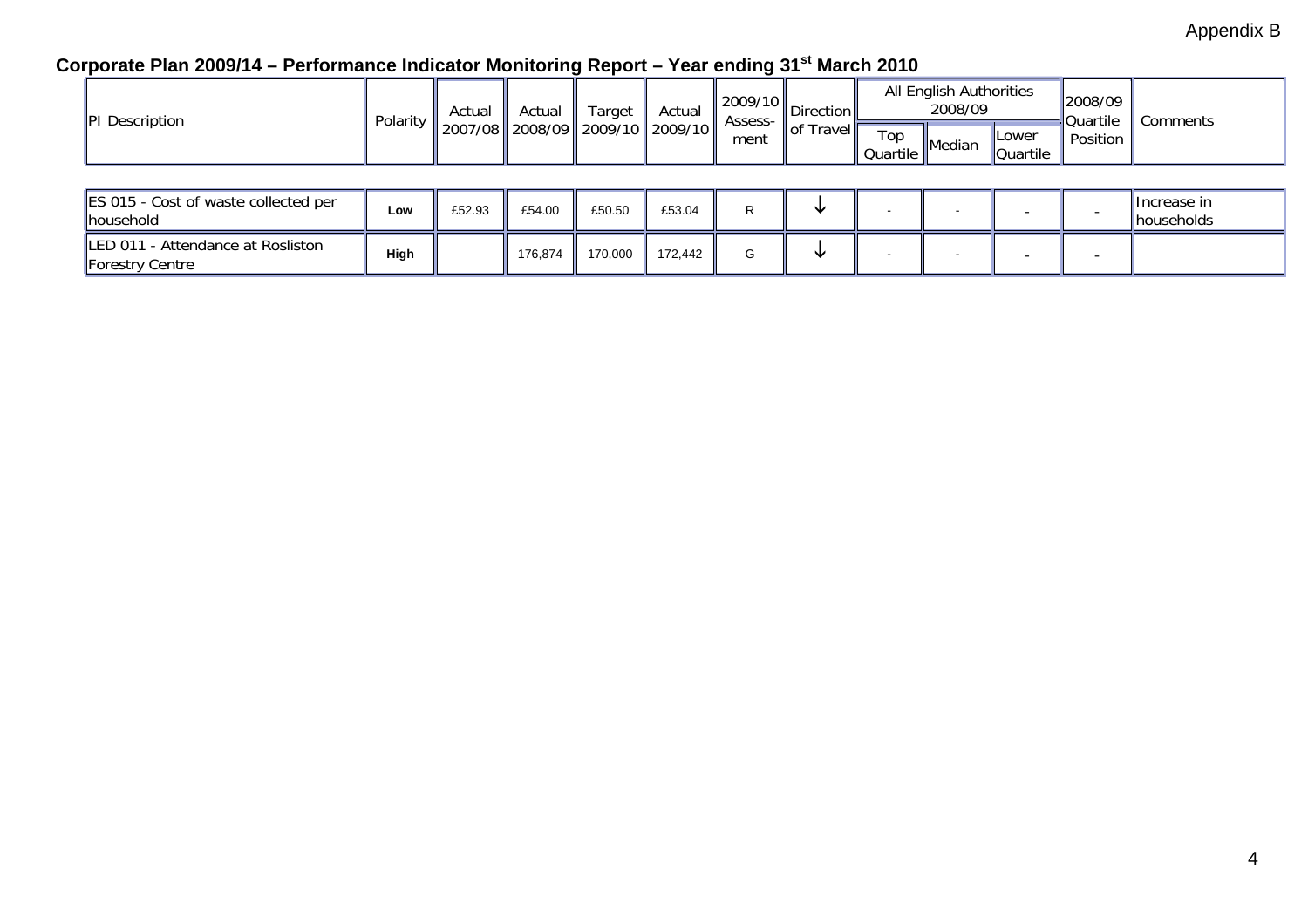Appendix B

## Corporate Plan 2009/14 – Performance Indicator Monitoring Report – Year ending 31st March 2010

| PI Description | Polarity | Actual 2007/08 | Actual 2008/09 | Target 2009/10 | Actual 2009/10 | 2009/10 Assess-ment | Direction of Travel | All English Authorities 2008/09 | | | 2008/09 Quartile Position | Comments |
|---|---|---|---|---|---|---|---|---|---|---|---|---|
| | | | | | | | | Top Quartile | Median | Lower Quartile | | |
| ES 015 - Cost of waste collected per household | Low | £52.93 | £54.00 | £50.50 | £53.04 | R | ↓ | - | - | - | - | Increase in households |
| LED 011 - Attendance at Rosliston Forestry Centre | High | | 176,874 | 170,000 | 172,442 | G | ↓ | - | - | - | - | |